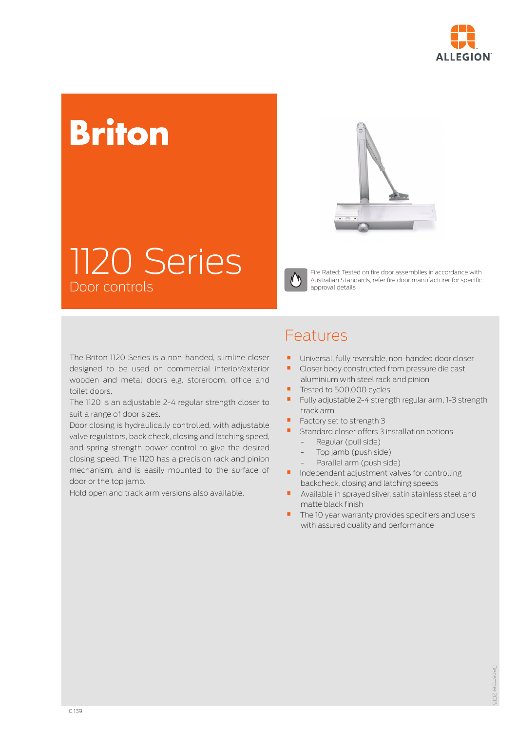# Briton

## 1120 Series

Door controls

Fire Rated: Tested on fire door assemblies in accordance with Australian Standards, refer fire door manufacturer for specific approval details

The Briton 1120 Series is a non-handed, slimline closer designed to be used on commercial interior/exterior wooden and metal doors e.g. storeroom, office and toilet doors.

The 1120 is an adjustable 2-4 regular strength closer to suit a range of door sizes.

Door closing is hydraulically controlled, with adjustable valve regulators, back check, closing and latching speed, and spring strength power control to give the desired closing speed. The 1120 has a precision rack and pinion mechanism, and is easily mounted to the surface of door or the top jamb.

Hold open and track arm versions also available.

## Features

- Universal, fully reversible, non-handed door closer
- Closer body constructed from pressure die cast aluminium with steel rack and pinion
- Tested to 500,000 cycles
- Fully adjustable 2-4 strength regular arm, 1-3 strength track arm
- Factory set to strength 3
- Standard closer offers 3 installation options
  - Regular (pull side)
  - Top jamb (push side)
  - Parallel arm (push side)
- Independent adjustment valves for controlling backcheck, closing and latching speeds
- Available in sprayed silver, satin stainless steel and matte black finish
- The 10 year warranty provides specifiers and users with assured quality and performance

December 2016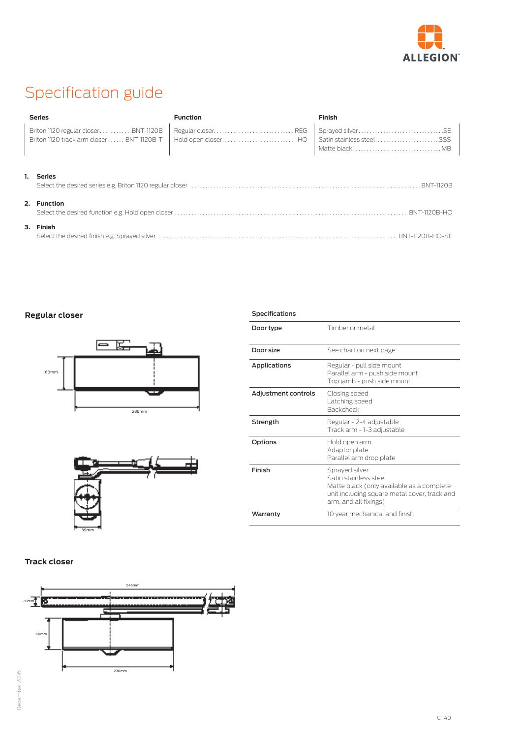# Specification guide

| Series | Function | Finish |
|---|---|---|
| Briton 1120 regular closer............BNT-1120B | Regular closer.............................REG | Sprayed silver.............................SE |
| Briton 1120 track arm closer......BNT-1120B-T | Hold open closer...........................HO | Satin stainless steel.......................SSS |
| | | Matte black.................................MB |

1. **Series**
   Select the desired series e.g. Briton 1120 regular closer .................................................. BNT-1120B

2. **Function**
   Select the desired function e.g. Hold open closer .................................................. BNT-1120B-HO

3. **Finish**
   Select the desired finish e.g. Sprayed silver .................................................. BNT-1120B-HO-SE

## Regular closer

60mm

236mm

39mm

## Track closer

545mm

20mm

60mm

236mm

| Specifications | |
|---|---|
| Door type | Timber or metal |
| Door size | See chart on next page |
| Applications | Regular - pull side mount<br>Parallel arm - push side mount<br>Top jamb - push side mount |
| Adjustment controls | Closing speed<br>Latching speed<br>Backcheck |
| Strength | Regular - 2-4 adjustable<br>Track arm - 1-3 adjustable |
| Options | Hold open arm<br>Adaptor plate<br>Parallel arm drop plate |
| Finish | Sprayed silver<br>Satin stainless steel<br>Matte black (only available as a complete unit including square metal cover, track and arm, and all fixings) |
| Warranty | 10 year mechanical and finish |

December 2016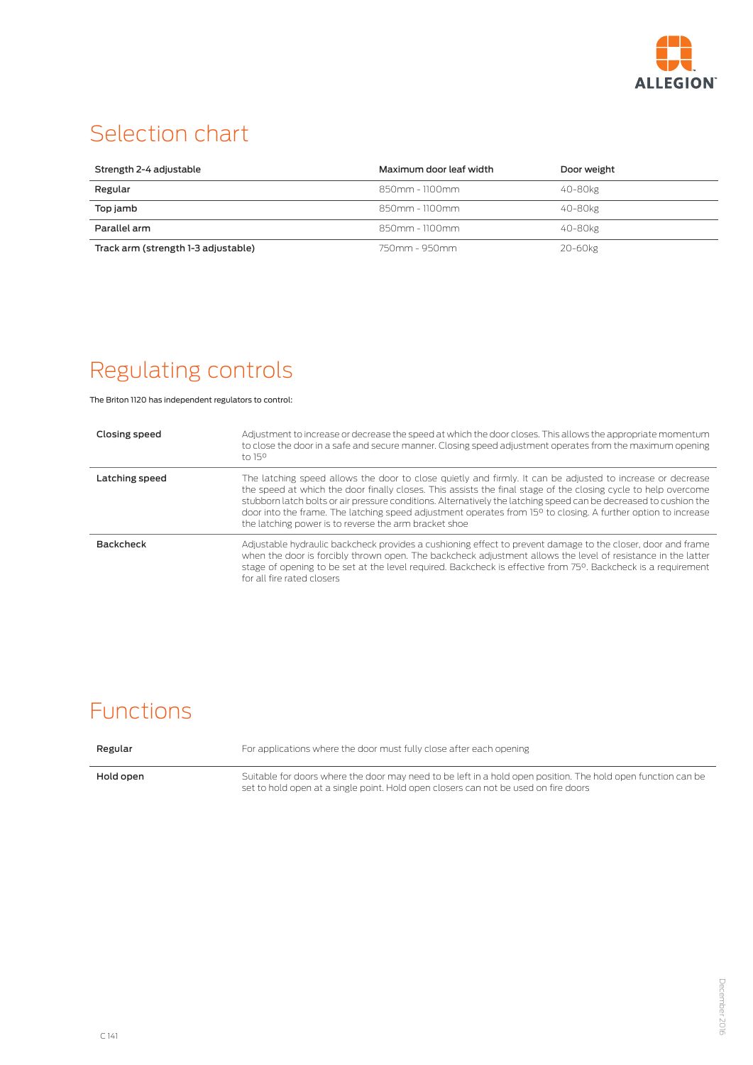## Selection chart

| Strength 2-4 adjustable | Maximum door leaf width | Door weight |
|---|---|---|
| Regular | 850mm - 1100mm | 40-80kg |
| Top jamb | 850mm - 1100mm | 40-80kg |
| Parallel arm | 850mm - 1100mm | 40-80kg |
| Track arm (strength 1-3 adjustable) | 750mm - 950mm | 20-60kg |

## Regulating controls

The Briton 1120 has independent regulators to control:

| | |
|---|---|
| **Closing speed** | Adjustment to increase or decrease the speed at which the door closes. This allows the appropriate momentum to close the door in a safe and secure manner. Closing speed adjustment operates from the maximum opening to 15º |
| **Latching speed** | The latching speed allows the door to close quietly and firmly. It can be adjusted to increase or decrease the speed at which the door finally closes. This assists the final stage of the closing cycle to help overcome stubborn latch bolts or air pressure conditions. Alternatively the latching speed can be decreased to cushion the door into the frame. The latching speed adjustment operates from 15º to closing. A further option to increase the latching power is to reverse the arm bracket shoe |
| **Backcheck** | Adjustable hydraulic backcheck provides a cushioning effect to prevent damage to the closer, door and frame when the door is forcibly thrown open. The backcheck adjustment allows the level of resistance in the latter stage of opening to be set at the level required. Backcheck is effective from 75º. Backcheck is a requirement for all fire rated closers |

## Functions

| | |
|---|---|
| **Regular** | For applications where the door must fully close after each opening |
| **Hold open** | Suitable for doors where the door may need to be left in a hold open position. The hold open function can be set to hold open at a single point. Hold open closers can not be used on fire doors |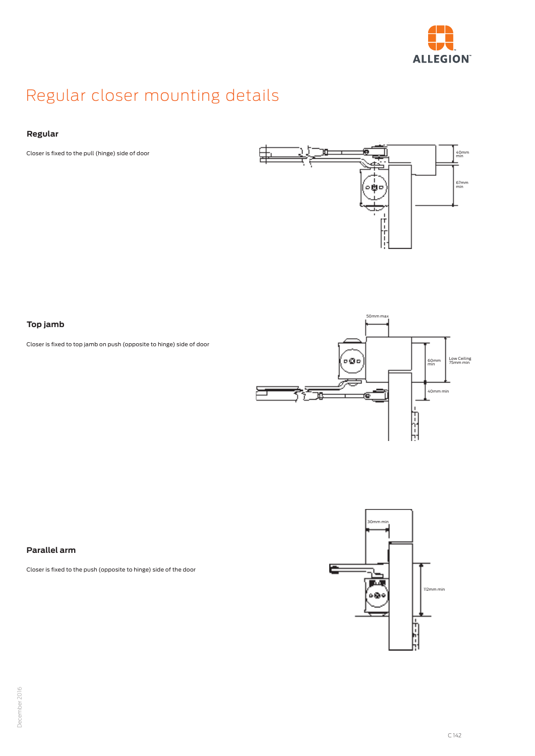# Regular closer mounting details

### Regular

Closer is fixed to the pull (hinge) side of door

40mm min

67mm min

### Top jamb

Closer is fixed to top jamb on push (opposite to hinge) side of door

50mm max

60mm min

Low Ceiling 75mm min

40mm min

### Parallel arm

Closer is fixed to the push (opposite to hinge) side of the door

30mm min

112mm min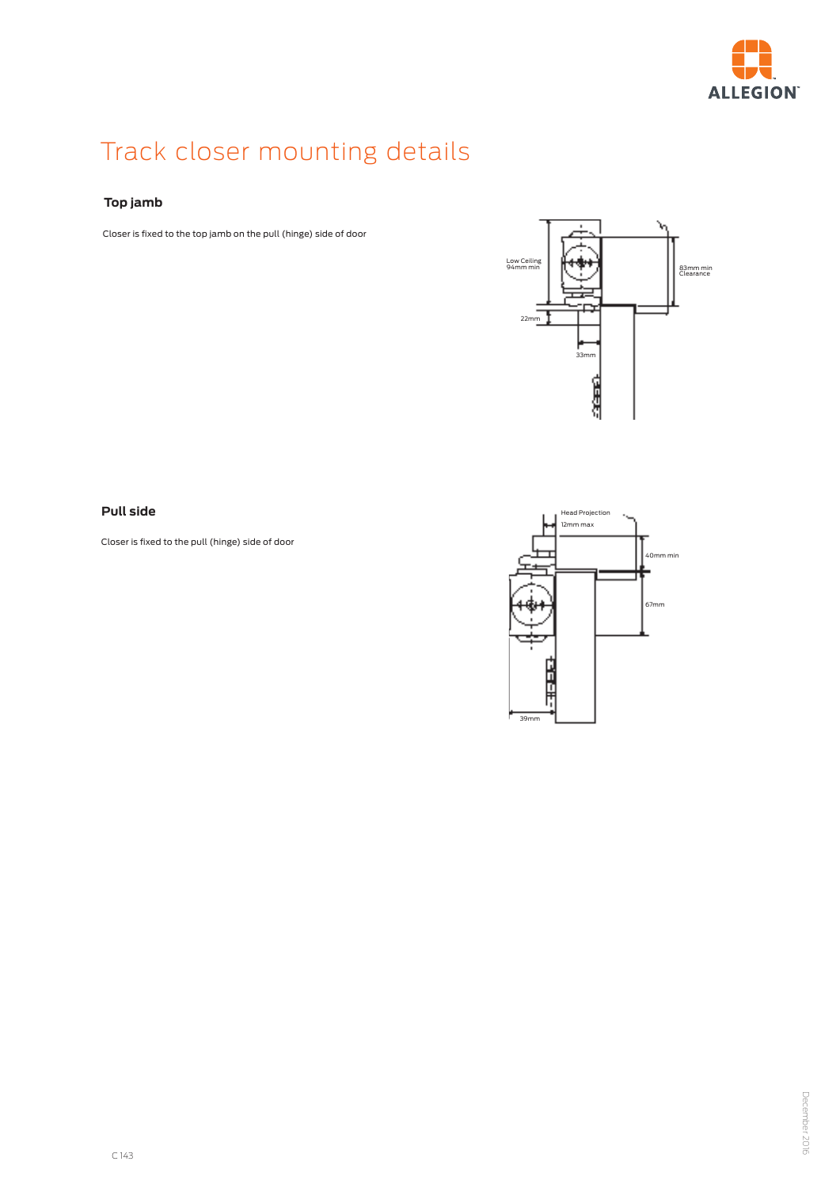# Track closer mounting details

## Top jamb

Closer is fixed to the top jamb on the pull (hinge) side of door

Low Ceiling 94mm min

83mm min Clearance

22mm

33mm

## Pull side

Closer is fixed to the pull (hinge) side of door

Head Projection 12mm max

40mm min

67mm

39mm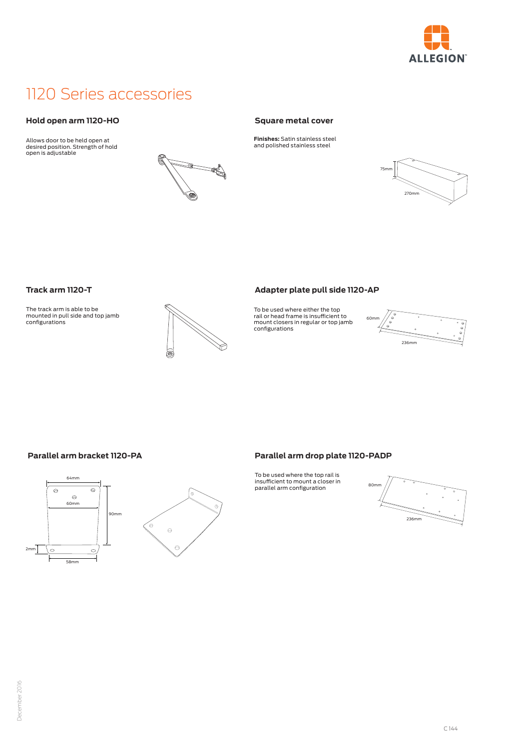# 1120 Series accessories

## Hold open arm 1120-HO

Allows door to be held open at desired position. Strength of hold open is adjustable

## Square metal cover

**Finishes:** Satin stainless steel and polished stainless steel

75mm

270mm

## Track arm 1120-T

The track arm is able to be mounted in pull side and top jamb configurations

## Adapter plate pull side 1120-AP

To be used where either the top rail or head frame is insufficient to mount closers in regular or top jamb configurations

60mm

236mm

## Parallel arm bracket 1120-PA

64mm

60mm

90mm

2mm

58mm

## Parallel arm drop plate 1120-PADP

To be used where the top rail is insufficient to mount a closer in parallel arm configuration

80mm

236mm

December 2016